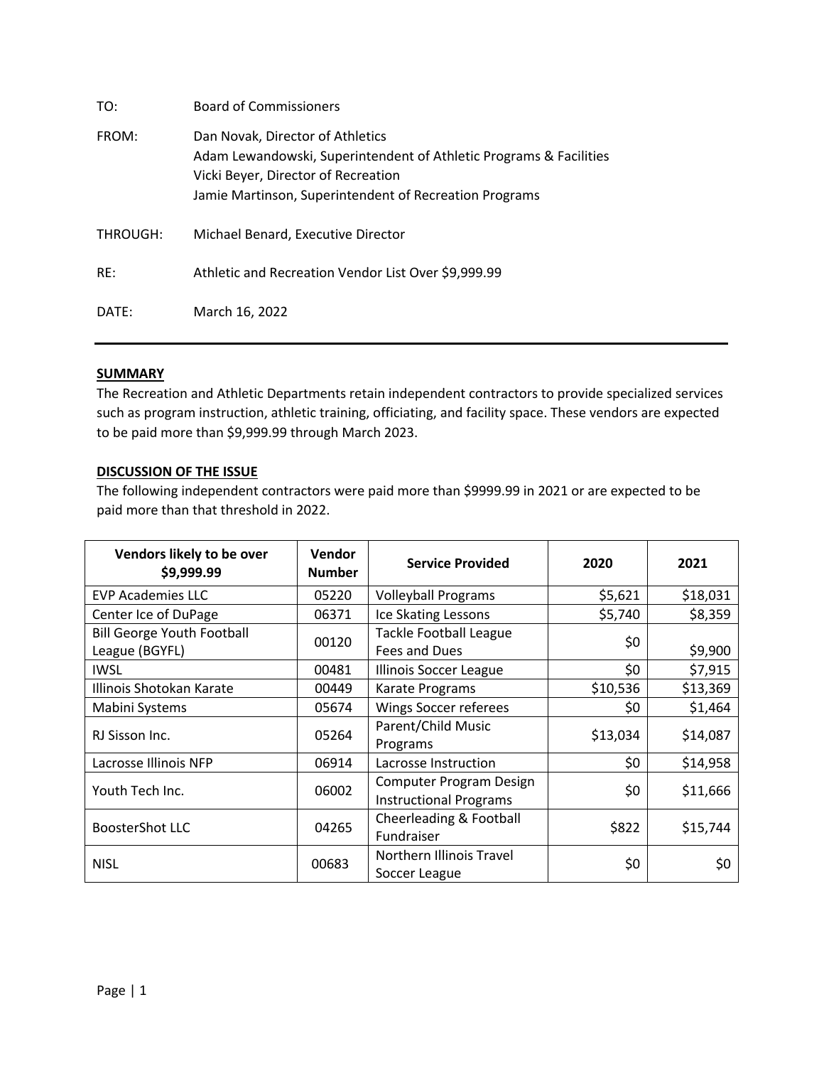| | |
|---|---|
| TO: | Board of Commissioners |
| FROM: | Dan Novak, Director of Athletics<br>Adam Lewandowski, Superintendent of Athletic Programs & Facilities<br>Vicki Beyer, Director of Recreation<br>Jamie Martinson, Superintendent of Recreation Programs |
| THROUGH: | Michael Benard, Executive Director |
| RE: | Athletic and Recreation Vendor List Over $9,999.99 |
| DATE: | March 16, 2022 |

---

**SUMMARY**

The Recreation and Athletic Departments retain independent contractors to provide specialized services such as program instruction, athletic training, officiating, and facility space. These vendors are expected to be paid more than $9,999.99 through March 2023.

**DISCUSSION OF THE ISSUE**

The following independent contractors were paid more than $9999.99 in 2021 or are expected to be paid more than that threshold in 2022.

| Vendors likely to be over $9,999.99 | Vendor Number | Service Provided | 2020 | 2021 |
|---|---|---|---|---|
| EVP Academies LLC | 05220 | Volleyball Programs | $5,621 | $18,031 |
| Center Ice of DuPage | 06371 | Ice Skating Lessons | $5,740 | $8,359 |
| Bill George Youth Football League (BGYFL) | 00120 | Tackle Football League Fees and Dues | $0 | $9,900 |
| IWSL | 00481 | Illinois Soccer League | $0 | $7,915 |
| Illinois Shotokan Karate | 00449 | Karate Programs | $10,536 | $13,369 |
| Mabini Systems | 05674 | Wings Soccer referees | $0 | $1,464 |
| RJ Sisson Inc. | 05264 | Parent/Child Music Programs | $13,034 | $14,087 |
| Lacrosse Illinois NFP | 06914 | Lacrosse Instruction | $0 | $14,958 |
| Youth Tech Inc. | 06002 | Computer Program Design Instructional Programs | $0 | $11,666 |
| BoosterShot LLC | 04265 | Cheerleading & Football Fundraiser | $822 | $15,744 |
| NISL | 00683 | Northern Illinois Travel Soccer League | $0 | $0 |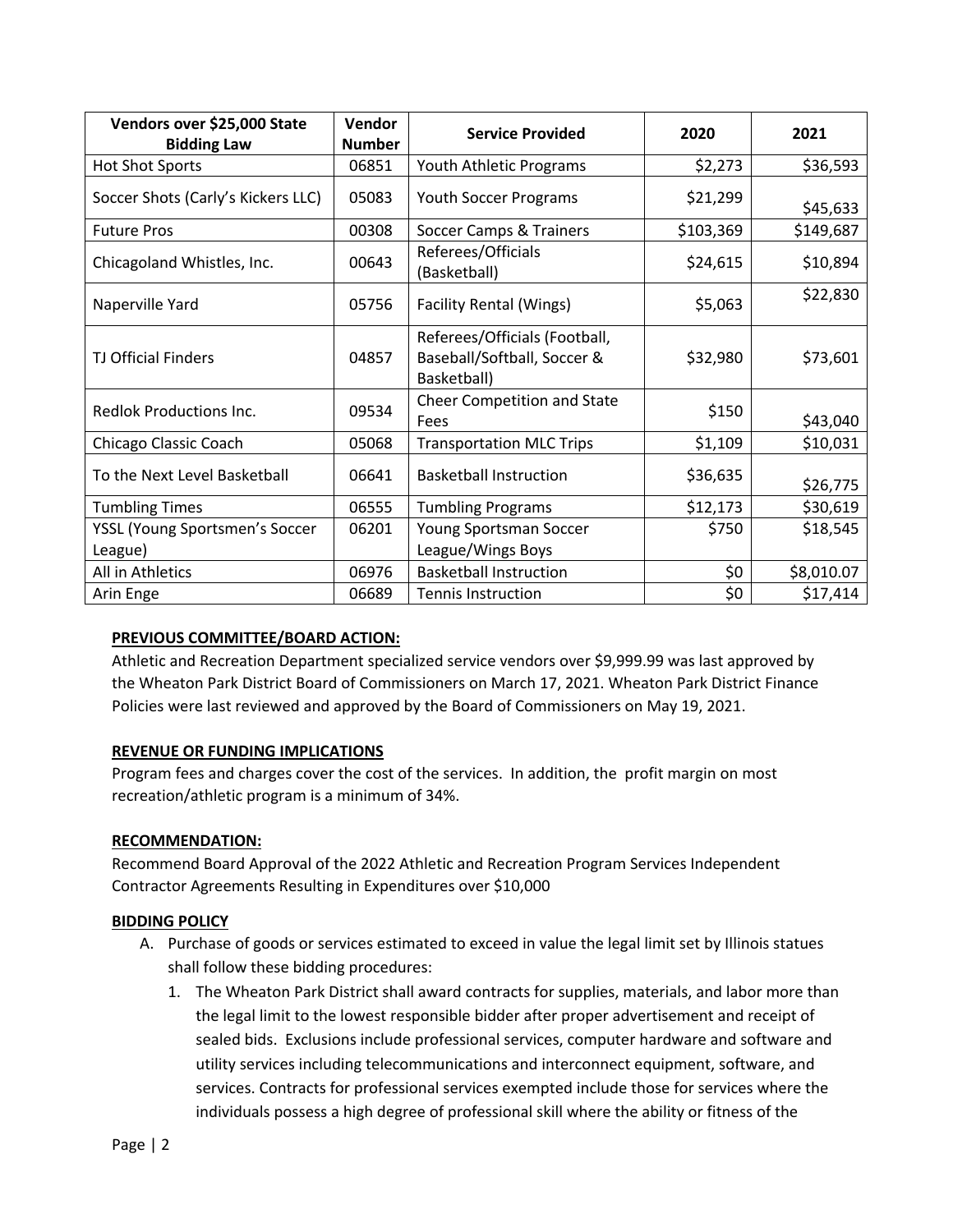| Vendors over $25,000 State Bidding Law | Vendor Number | Service Provided | 2020 | 2021 |
|---|---|---|---|---|
| Hot Shot Sports | 06851 | Youth Athletic Programs | $2,273 | $36,593 |
| Soccer Shots (Carly's Kickers LLC) | 05083 | Youth Soccer Programs | $21,299 | $45,633 |
| Future Pros | 00308 | Soccer Camps & Trainers | $103,369 | $149,687 |
| Chicagoland Whistles, Inc. | 00643 | Referees/Officials (Basketball) | $24,615 | $10,894 |
| Naperville Yard | 05756 | Facility Rental (Wings) | $5,063 | $22,830 |
| TJ Official Finders | 04857 | Referees/Officials (Football, Baseball/Softball, Soccer & Basketball) | $32,980 | $73,601 |
| Redlok Productions Inc. | 09534 | Cheer Competition and State Fees | $150 | $43,040 |
| Chicago Classic Coach | 05068 | Transportation MLC Trips | $1,109 | $10,031 |
| To the Next Level Basketball | 06641 | Basketball Instruction | $36,635 | $26,775 |
| Tumbling Times | 06555 | Tumbling Programs | $12,173 | $30,619 |
| YSSL (Young Sportsmen's Soccer League) | 06201 | Young Sportsman Soccer League/Wings Boys | $750 | $18,545 |
| All in Athletics | 06976 | Basketball Instruction | $0 | $8,010.07 |
| Arin Enge | 06689 | Tennis Instruction | $0 | $17,414 |

**PREVIOUS COMMITTEE/BOARD ACTION:**

Athletic and Recreation Department specialized service vendors over $9,999.99 was last approved by the Wheaton Park District Board of Commissioners on March 17, 2021. Wheaton Park District Finance Policies were last reviewed and approved by the Board of Commissioners on May 19, 2021.

**REVENUE OR FUNDING IMPLICATIONS**

Program fees and charges cover the cost of the services. In addition, the profit margin on most recreation/athletic program is a minimum of 34%.

**RECOMMENDATION:**

Recommend Board Approval of the 2022 Athletic and Recreation Program Services Independent Contractor Agreements Resulting in Expenditures over $10,000

**BIDDING POLICY**

A. Purchase of goods or services estimated to exceed in value the legal limit set by Illinois statues shall follow these bidding procedures:

   1. The Wheaton Park District shall award contracts for supplies, materials, and labor more than the legal limit to the lowest responsible bidder after proper advertisement and receipt of sealed bids. Exclusions include professional services, computer hardware and software and utility services including telecommunications and interconnect equipment, software, and services. Contracts for professional services exempted include those for services where the individuals possess a high degree of professional skill where the ability or fitness of the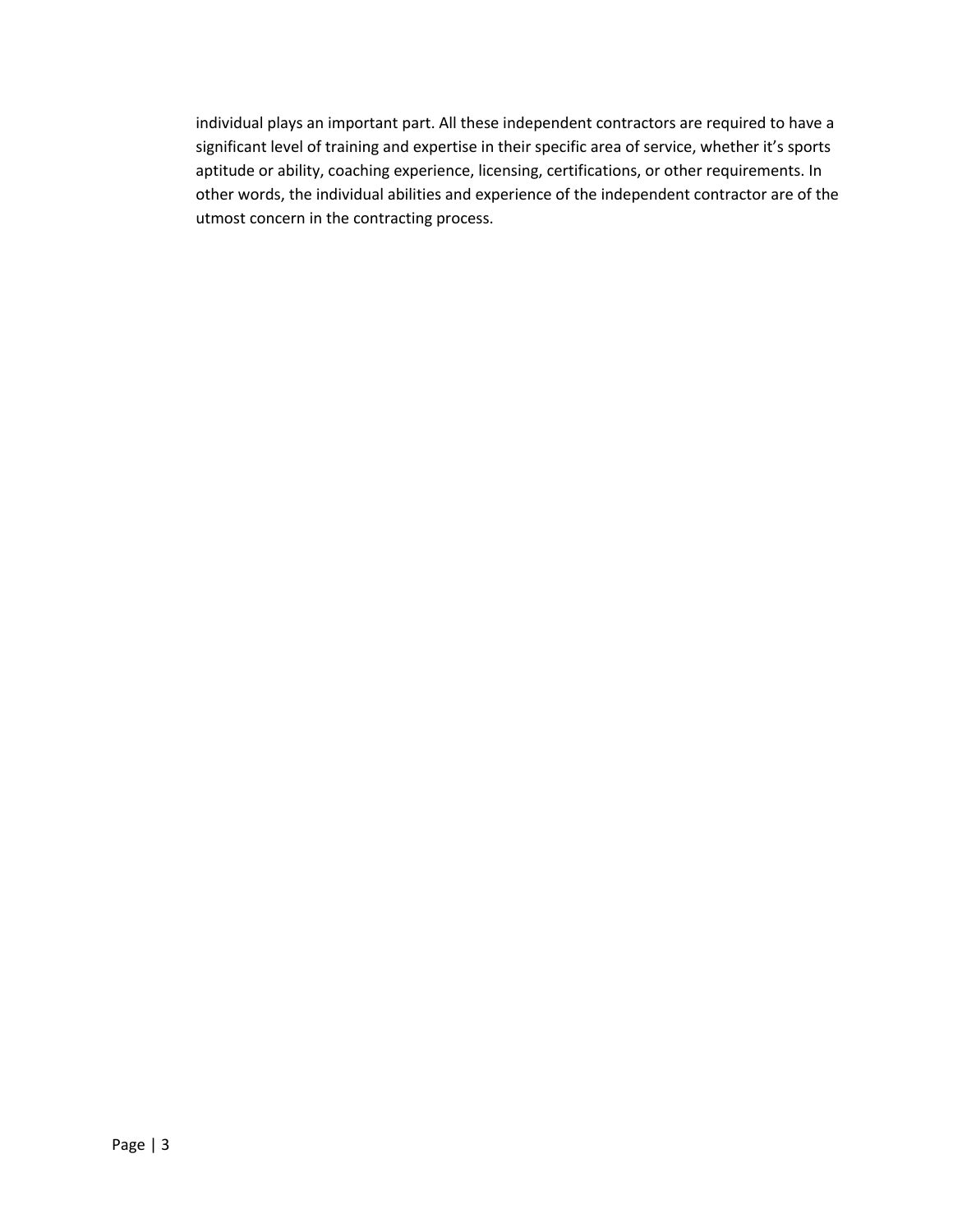individual plays an important part. All these independent contractors are required to have a significant level of training and expertise in their specific area of service, whether it's sports aptitude or ability, coaching experience, licensing, certifications, or other requirements. In other words, the individual abilities and experience of the independent contractor are of the utmost concern in the contracting process.